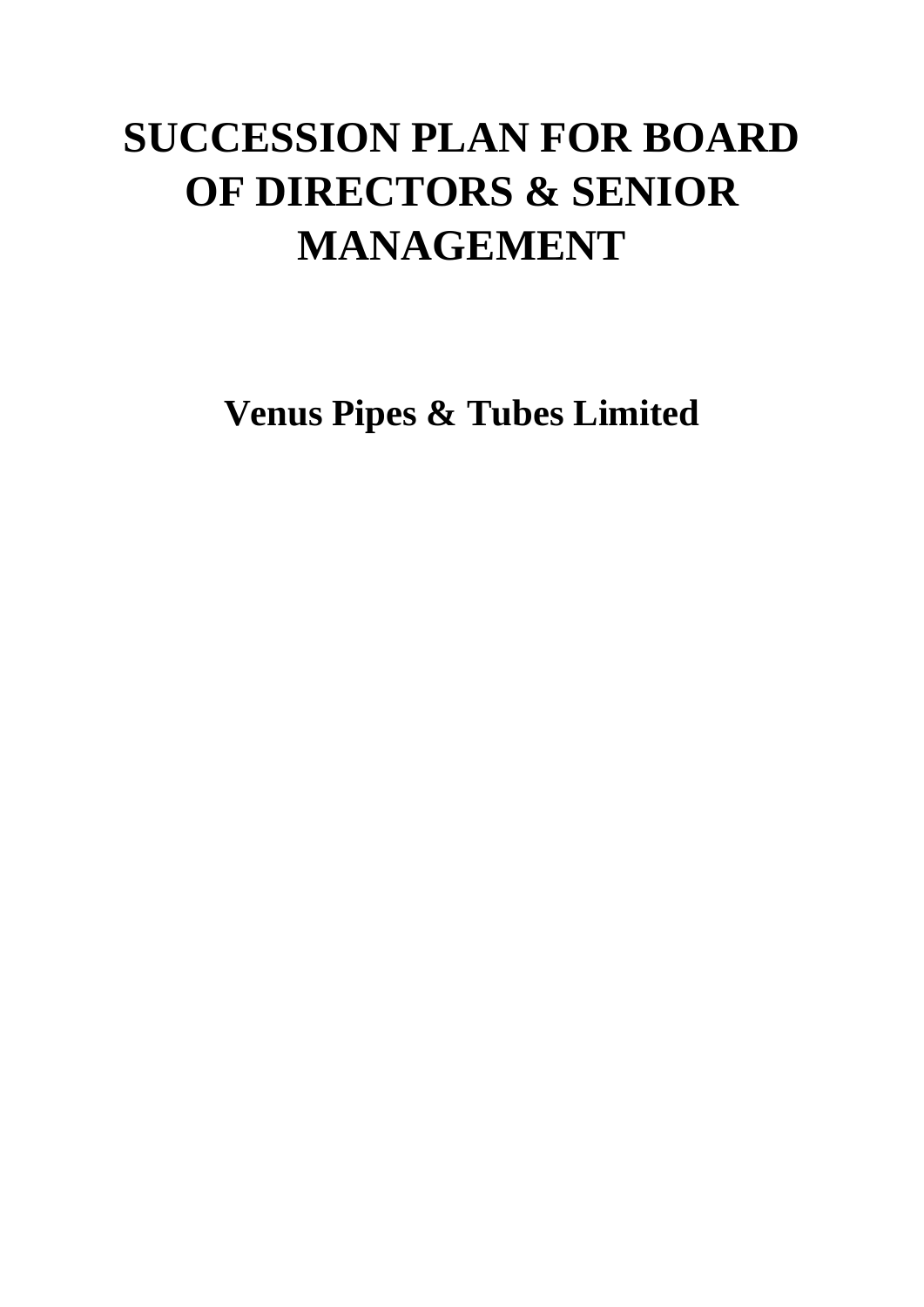# SUCCESSION PLAN FOR BOARD OF DIRECTORS & SENIOR MANAGEMENT

## Venus Pipes & Tubes Limited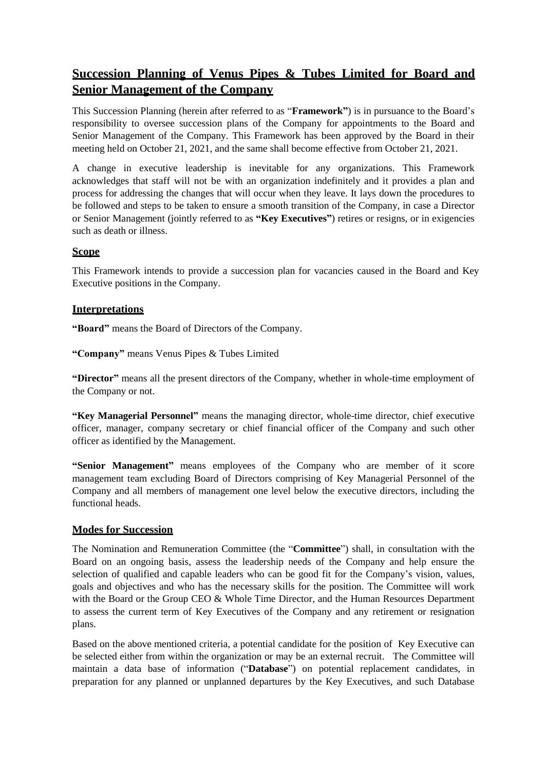# Succession Planning of Venus Pipes & Tubes Limited for Board and Senior Management of the Company

This Succession Planning (herein after referred to as "**Framework**") is in pursuance to the Board's responsibility to oversee succession plans of the Company for appointments to the Board and Senior Management of the Company. This Framework has been approved by the Board in their meeting held on October 21, 2021, and the same shall become effective from October 21, 2021.

A change in executive leadership is inevitable for any organizations. This Framework acknowledges that staff will not be with an organization indefinitely and it provides a plan and process for addressing the changes that will occur when they leave. It lays down the procedures to be followed and steps to be taken to ensure a smooth transition of the Company, in case a Director or Senior Management (jointly referred to as **"Key Executives"**) retires or resigns, or in exigencies such as death or illness.

## Scope

This Framework intends to provide a succession plan for vacancies caused in the Board and Key Executive positions in the Company.

## Interpretations

**"Board"** means the Board of Directors of the Company.

**"Company"** means Venus Pipes & Tubes Limited

**"Director"** means all the present directors of the Company, whether in whole-time employment of the Company or not.

**"Key Managerial Personnel"** means the managing director, whole-time director, chief executive officer, manager, company secretary or chief financial officer of the Company and such other officer as identified by the Management.

**"Senior Management"** means employees of the Company who are member of it score management team excluding Board of Directors comprising of Key Managerial Personnel of the Company and all members of management one level below the executive directors, including the functional heads.

## Modes for Succession

The Nomination and Remuneration Committee (the "**Committee**") shall, in consultation with the Board on an ongoing basis, assess the leadership needs of the Company and help ensure the selection of qualified and capable leaders who can be good fit for the Company's vision, values, goals and objectives and who has the necessary skills for the position. The Committee will work with the Board or the Group CEO & Whole Time Director, and the Human Resources Department to assess the current term of Key Executives of the Company and any retirement or resignation plans.

Based on the above mentioned criteria, a potential candidate for the position of Key Executive can be selected either from within the organization or may be an external recruit. The Committee will maintain a data base of information ("**Database**") on potential replacement candidates, in preparation for any planned or unplanned departures by the Key Executives, and such Database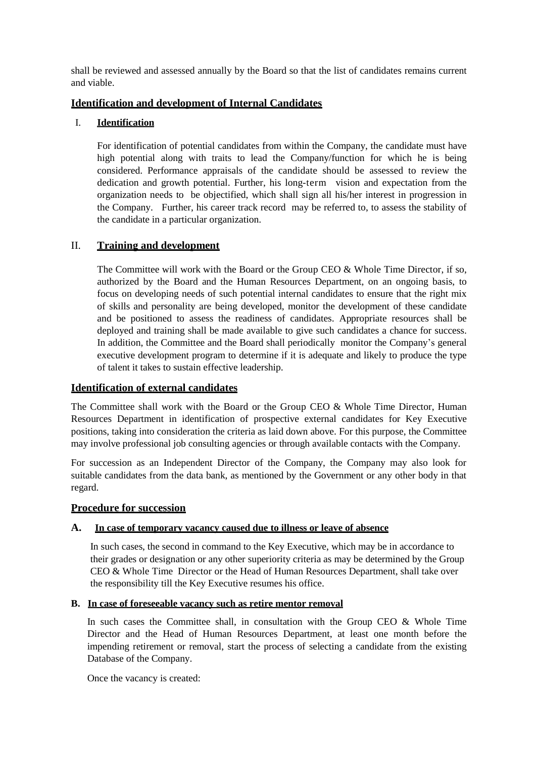shall be reviewed and assessed annually by the Board so that the list of candidates remains current and viable.

## Identification and development of Internal Candidates

### I. Identification

For identification of potential candidates from within the Company, the candidate must have high potential along with traits to lead the Company/function for which he is being considered. Performance appraisals of the candidate should be assessed to review the dedication and growth potential. Further, his long-term vision and expectation from the organization needs to be objectified, which shall sign all his/her interest in progression in the Company. Further, his career track record may be referred to, to assess the stability of the candidate in a particular organization.

### II. Training and development

The Committee will work with the Board or the Group CEO & Whole Time Director, if so, authorized by the Board and the Human Resources Department, on an ongoing basis, to focus on developing needs of such potential internal candidates to ensure that the right mix of skills and personality are being developed, monitor the development of these candidate and be positioned to assess the readiness of candidates. Appropriate resources shall be deployed and training shall be made available to give such candidates a chance for success. In addition, the Committee and the Board shall periodically monitor the Company's general executive development program to determine if it is adequate and likely to produce the type of talent it takes to sustain effective leadership.

## Identification of external candidates

The Committee shall work with the Board or the Group CEO & Whole Time Director, Human Resources Department in identification of prospective external candidates for Key Executive positions, taking into consideration the criteria as laid down above. For this purpose, the Committee may involve professional job consulting agencies or through available contacts with the Company.

For succession as an Independent Director of the Company, the Company may also look for suitable candidates from the data bank, as mentioned by the Government or any other body in that regard.

## Procedure for succession

### A. In case of temporary vacancy caused due to illness or leave of absence

In such cases, the second in command to the Key Executive, which may be in accordance to their grades or designation or any other superiority criteria as may be determined by the Group CEO & Whole Time Director or the Head of Human Resources Department, shall take over the responsibility till the Key Executive resumes his office.

### B. In case of foreseeable vacancy such as retire mentor removal

In such cases the Committee shall, in consultation with the Group CEO & Whole Time Director and the Head of Human Resources Department, at least one month before the impending retirement or removal, start the process of selecting a candidate from the existing Database of the Company.

Once the vacancy is created: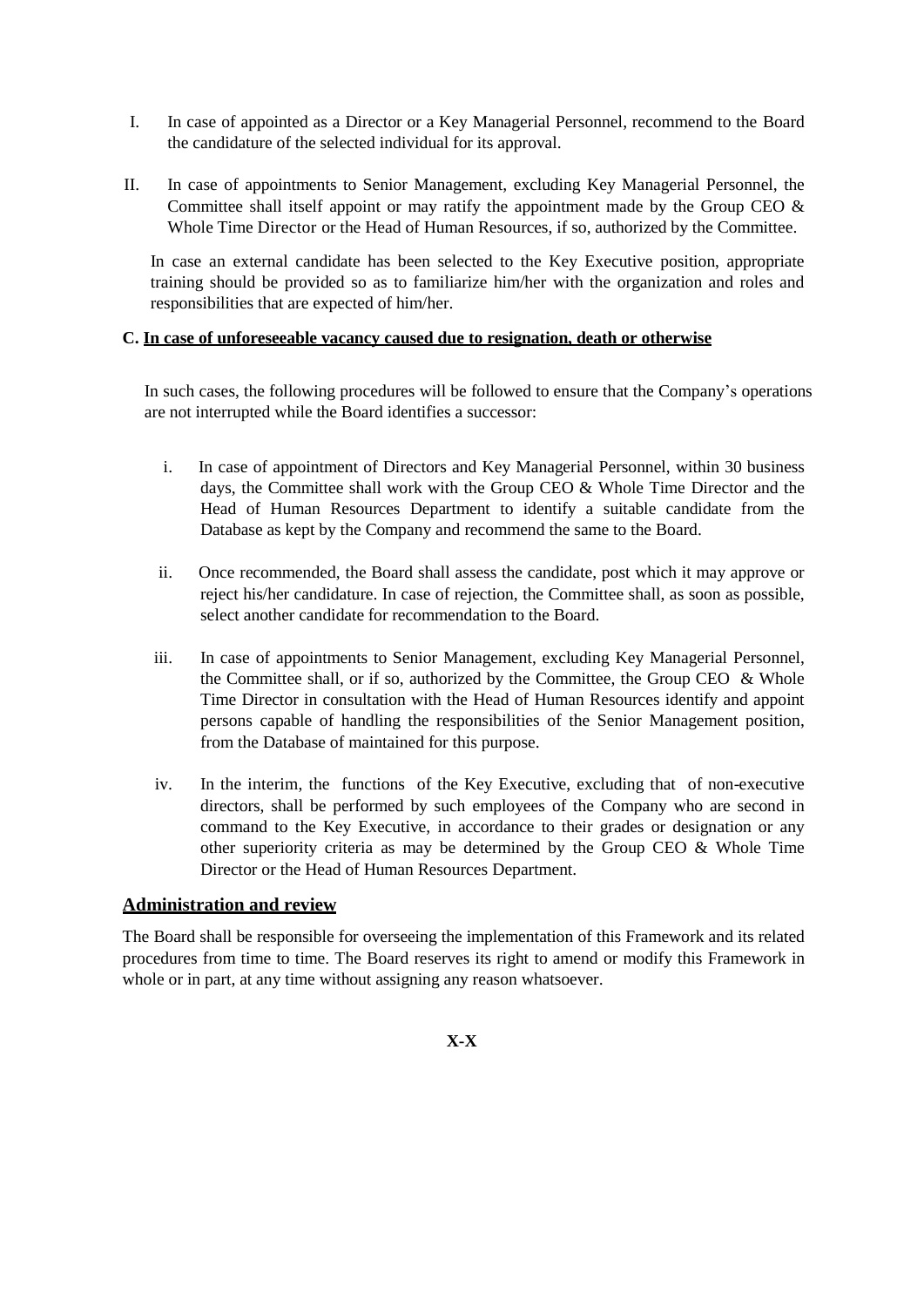I. In case of appointed as a Director or a Key Managerial Personnel, recommend to the Board the candidature of the selected individual for its approval.

II. In case of appointments to Senior Management, excluding Key Managerial Personnel, the Committee shall itself appoint or may ratify the appointment made by the Group CEO & Whole Time Director or the Head of Human Resources, if so, authorized by the Committee.

In case an external candidate has been selected to the Key Executive position, appropriate training should be provided so as to familiarize him/her with the organization and roles and responsibilities that are expected of him/her.

**C. <u>In case of unforeseeable vacancy caused due to resignation, death or otherwise</u>**

In such cases, the following procedures will be followed to ensure that the Company's operations are not interrupted while the Board identifies a successor:

i. In case of appointment of Directors and Key Managerial Personnel, within 30 business days, the Committee shall work with the Group CEO & Whole Time Director and the Head of Human Resources Department to identify a suitable candidate from the Database as kept by the Company and recommend the same to the Board.

ii. Once recommended, the Board shall assess the candidate, post which it may approve or reject his/her candidature. In case of rejection, the Committee shall, as soon as possible, select another candidate for recommendation to the Board.

iii. In case of appointments to Senior Management, excluding Key Managerial Personnel, the Committee shall, or if so, authorized by the Committee, the Group CEO & Whole Time Director in consultation with the Head of Human Resources identify and appoint persons capable of handling the responsibilities of the Senior Management position, from the Database of maintained for this purpose.

iv. In the interim, the functions of the Key Executive, excluding that of non-executive directors, shall be performed by such employees of the Company who are second in command to the Key Executive, in accordance to their grades or designation or any other superiority criteria as may be determined by the Group CEO & Whole Time Director or the Head of Human Resources Department.

## <u>Administration and review</u>

The Board shall be responsible for overseeing the implementation of this Framework and its related procedures from time to time. The Board reserves its right to amend or modify this Framework in whole or in part, at any time without assigning any reason whatsoever.

**X-X**